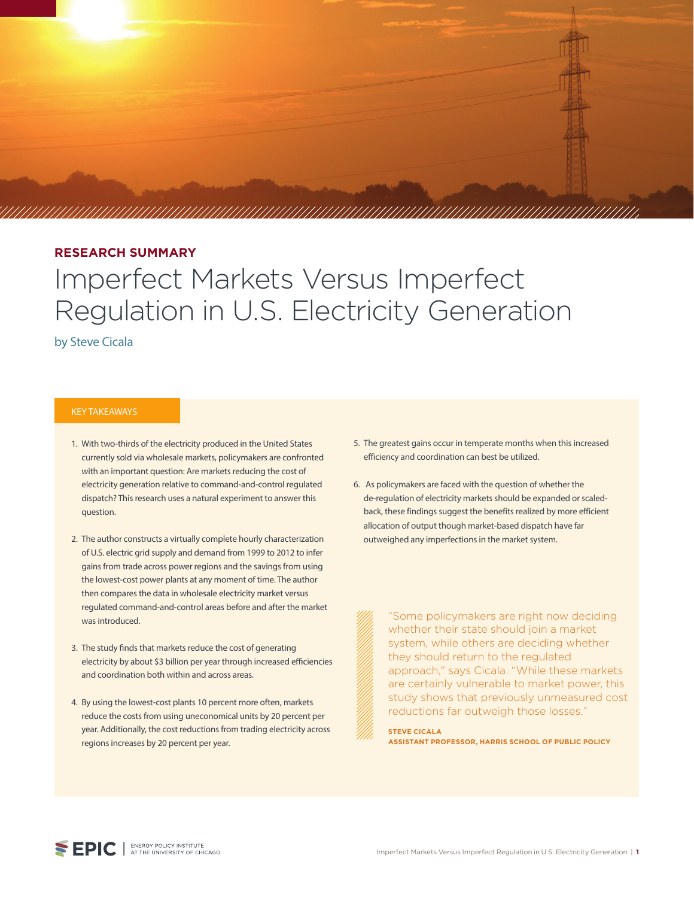**RESEARCH SUMMARY**

# Imperfect Markets Versus Imperfect Regulation in U.S. Electricity Generation

by Steve Cicala

## KEY TAKEAWAYS

1. With two-thirds of the electricity produced in the United States currently sold via wholesale markets, policymakers are confronted with an important question: Are markets reducing the cost of electricity generation relative to command-and-control regulated dispatch? This research uses a natural experiment to answer this question.

2. The author constructs a virtually complete hourly characterization of U.S. electric grid supply and demand from 1999 to 2012 to infer gains from trade across power regions and the savings from using the lowest-cost power plants at any moment of time. The author then compares the data in wholesale electricity market versus regulated command-and-control areas before and after the market was introduced.

3. The study finds that markets reduce the cost of generating electricity by about $3 billion per year through increased efficiencies and coordination both within and across areas.

4. By using the lowest-cost plants 10 percent more often, markets reduce the costs from using uneconomical units by 20 percent per year. Additionally, the cost reductions from trading electricity across regions increases by 20 percent per year.

5. The greatest gains occur in temperate months when this increased efficiency and coordination can best be utilized.

6. As policymakers are faced with the question of whether the de-regulation of electricity markets should be expanded or scaled-back, these findings suggest the benefits realized by more efficient allocation of output though market-based dispatch have far outweighed any imperfections in the market system.

> "Some policymakers are right now deciding whether their state should join a market system, while others are deciding whether they should return to the regulated approach," says Cicala. "While these markets are certainly vulnerable to market power, this study shows that previously unmeasured cost reductions far outweigh those losses."
>
> **STEVE CICALA**
> **ASSISTANT PROFESSOR, HARRIS SCHOOL OF PUBLIC POLICY**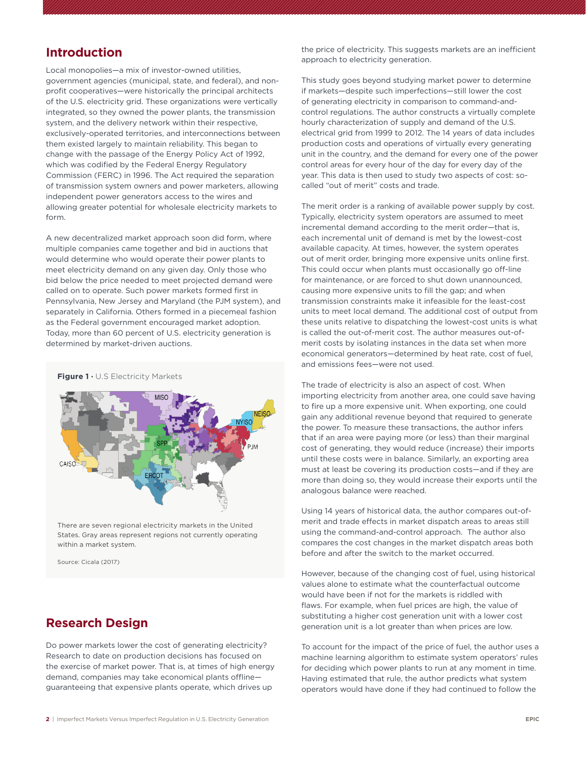## Introduction

Local monopolies—a mix of investor-owned utilities, government agencies (municipal, state, and federal), and non-profit cooperatives—were historically the principal architects of the U.S. electricity grid. These organizations were vertically integrated, so they owned the power plants, the transmission system, and the delivery network within their respective, exclusively-operated territories, and interconnections between them existed largely to maintain reliability. This began to change with the passage of the Energy Policy Act of 1992, which was codified by the Federal Energy Regulatory Commission (FERC) in 1996. The Act required the separation of transmission system owners and power marketers, allowing independent power generators access to the wires and allowing greater potential for wholesale electricity markets to form.

A new decentralized market approach soon did form, where multiple companies came together and bid in auctions that would determine who would operate their power plants to meet electricity demand on any given day. Only those who bid below the price needed to meet projected demand were called on to operate. Such power markets formed first in Pennsylvania, New Jersey and Maryland (the PJM system), and separately in California. Others formed in a piecemeal fashion as the Federal government encouraged market adoption. Today, more than 60 percent of U.S. electricity generation is determined by market-driven auctions.

**Figure 1** • U.S Electricity Markets

There are seven regional electricity markets in the United States. Gray areas represent regions not currently operating within a market system.

Source: Cicala (2017)

## Research Design

Do power markets lower the cost of generating electricity? Research to date on production decisions has focused on the exercise of market power. That is, at times of high energy demand, companies may take economical plants offline—guaranteeing that expensive plants operate, which drives up the price of electricity. This suggests markets are an inefficient approach to electricity generation.

This study goes beyond studying market power to determine if markets—despite such imperfections—still lower the cost of generating electricity in comparison to command-and-control regulations. The author constructs a virtually complete hourly characterization of supply and demand of the U.S. electrical grid from 1999 to 2012. The 14 years of data includes production costs and operations of virtually every generating unit in the country, and the demand for every one of the power control areas for every hour of the day for every day of the year. This data is then used to study two aspects of cost: so-called "out of merit" costs and trade.

The merit order is a ranking of available power supply by cost. Typically, electricity system operators are assumed to meet incremental demand according to the merit order—that is, each incremental unit of demand is met by the lowest-cost available capacity. At times, however, the system operates out of merit order, bringing more expensive units online first. This could occur when plants must occasionally go off-line for maintenance, or are forced to shut down unannounced, causing more expensive units to fill the gap; and when transmission constraints make it infeasible for the least-cost units to meet local demand. The additional cost of output from these units relative to dispatching the lowest-cost units is what is called the out-of-merit cost. The author measures out-of-merit costs by isolating instances in the data set when more economical generators—determined by heat rate, cost of fuel, and emissions fees—were not used.

The trade of electricity is also an aspect of cost. When importing electricity from another area, one could save having to fire up a more expensive unit. When exporting, one could gain any additional revenue beyond that required to generate the power. To measure these transactions, the author infers that if an area were paying more (or less) than their marginal cost of generating, they would reduce (increase) their imports until these costs were in balance. Similarly, an exporting area must at least be covering its production costs—and if they are more than doing so, they would increase their exports until the analogous balance were reached.

Using 14 years of historical data, the author compares out-of-merit and trade effects in market dispatch areas to areas still using the command-and-control approach. The author also compares the cost changes in the market dispatch areas both before and after the switch to the market occurred.

However, because of the changing cost of fuel, using historical values alone to estimate what the counterfactual outcome would have been if not for the markets is riddled with flaws. For example, when fuel prices are high, the value of substituting a higher cost generation unit with a lower cost generation unit is a lot greater than when prices are low.

To account for the impact of the price of fuel, the author uses a machine learning algorithm to estimate system operators' rules for deciding which power plants to run at any moment in time. Having estimated that rule, the author predicts what system operators would have done if they had continued to follow the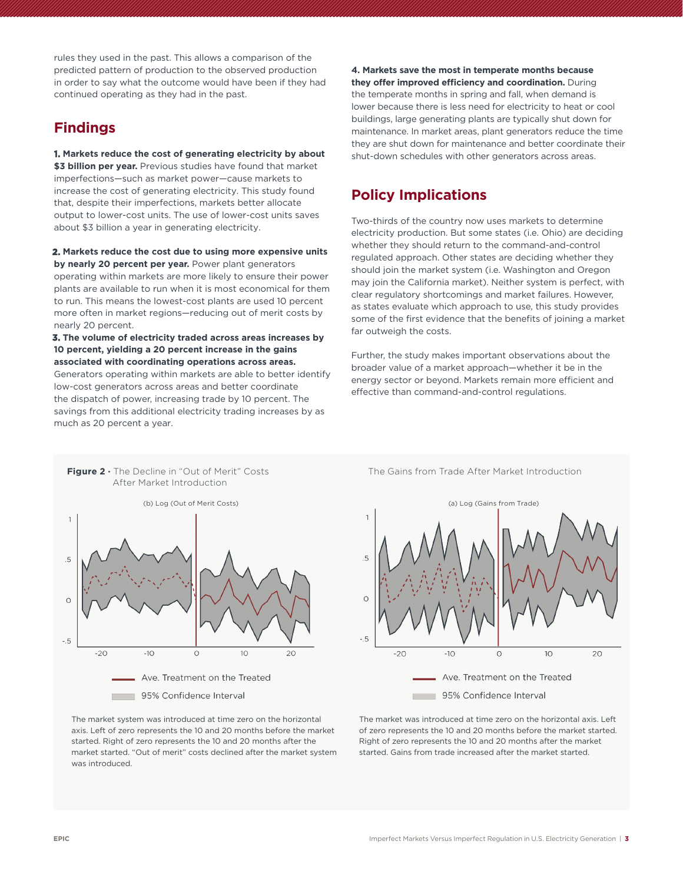rules they used in the past. This allows a comparison of the predicted pattern of production to the observed production in order to say what the outcome would have been if they had continued operating as they had in the past.

## Findings

**1. Markets reduce the cost of generating electricity by about $3 billion per year.** Previous studies have found that market imperfections—such as market power—cause markets to increase the cost of generating electricity. This study found that, despite their imperfections, markets better allocate output to lower-cost units. The use of lower-cost units saves about $3 billion a year in generating electricity.

**2. Markets reduce the cost due to using more expensive units by nearly 20 percent per year.** Power plant generators operating within markets are more likely to ensure their power plants are available to run when it is most economical for them to run. This means the lowest-cost plants are used 10 percent more often in market regions—reducing out of merit costs by nearly 20 percent.

**3. The volume of electricity traded across areas increases by 10 percent, yielding a 20 percent increase in the gains associated with coordinating operations across areas.** Generators operating within markets are able to better identify low-cost generators across areas and better coordinate the dispatch of power, increasing trade by 10 percent. The savings from this additional electricity trading increases by as much as 20 percent a year.

**4. Markets save the most in temperate months because they offer improved efficiency and coordination.** During the temperate months in spring and fall, when demand is lower because there is less need for electricity to heat or cool buildings, large generating plants are typically shut down for maintenance. In market areas, plant generators reduce the time they are shut down for maintenance and better coordinate their shut-down schedules with other generators across areas.

## Policy Implications

Two-thirds of the country now uses markets to determine electricity production. But some states (i.e. Ohio) are deciding whether they should return to the command-and-control regulated approach. Other states are deciding whether they should join the market system (i.e. Washington and Oregon may join the California market). Neither system is perfect, with clear regulatory shortcomings and market failures. However, as states evaluate which approach to use, this study provides some of the first evidence that the benefits of joining a market far outweigh the costs.

Further, the study makes important observations about the broader value of a market approach—whether it be in the energy sector or beyond. Markets remain more efficient and effective than command-and-control regulations.

**Figure 2** · The Decline in "Out of Merit" Costs After Market Introduction

The market system was introduced at time zero on the horizontal axis. Left of zero represents the 10 and 20 months before the market started. Right of zero represents the 10 and 20 months after the market started. "Out of merit" costs declined after the market system was introduced.

The Gains from Trade After Market Introduction

The market was introduced at time zero on the horizontal axis. Left of zero represents the 10 and 20 months before the market started. Right of zero represents the 10 and 20 months after the market started. Gains from trade increased after the market started.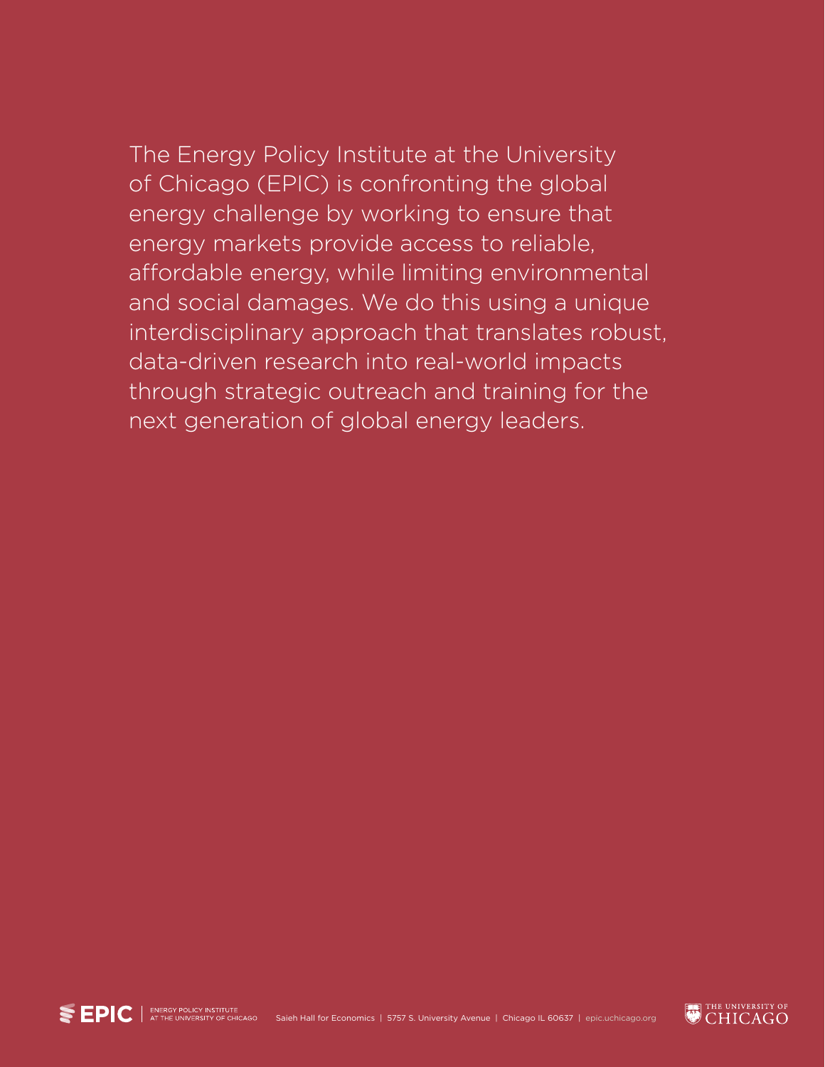The Energy Policy Institute at the University of Chicago (EPIC) is confronting the global energy challenge by working to ensure that energy markets provide access to reliable, affordable energy, while limiting environmental and social damages. We do this using a unique interdisciplinary approach that translates robust, data-driven research into real-world impacts through strategic outreach and training for the next generation of global energy leaders.

EPIC | ENERGY POLICY INSTITUTE AT THE UNIVERSITY OF CHICAGO    Saieh Hall for Economics | 5757 S. University Avenue | Chicago IL 60637 | epic.uchicago.org    THE UNIVERSITY OF CHICAGO